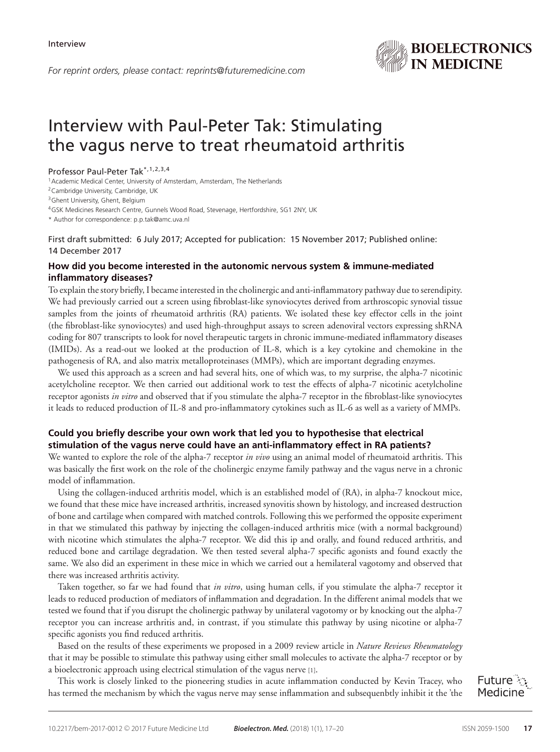Interview

For reprint orders, please contact: reprints@futuremedicine.com

# Interview with Paul-Peter Tak: Stimulating the vagus nerve to treat rheumatoid arthritis

Professor Paul-Peter Tak*[,1,2,3,4]

[1]Academic Medical Center, University of Amsterdam, Amsterdam, The Netherlands

[2]Cambridge University, Cambridge, UK

[3]Ghent University, Ghent, Belgium

[4]GSK Medicines Research Centre, Gunnels Wood Road, Stevenage, Hertfordshire, SG1 2NY, UK

* Author for correspondence: p.p.tak@amc.uva.nl

First draft submitted: 6 July 2017; Accepted for publication: 15 November 2017; Published online: 14 December 2017

### How did you become interested in the autonomic nervous system & immune-mediated inflammatory diseases?

To explain the story briefly, I became interested in the cholinergic and anti-inflammatory pathway due to serendipity. We had previously carried out a screen using fibroblast-like synoviocytes derived from arthroscopic synovial tissue samples from the joints of rheumatoid arthritis (RA) patients. We isolated these key effector cells in the joint (the fibroblast-like synoviocytes) and used high-throughput assays to screen adenoviral vectors expressing shRNA coding for 807 transcripts to look for novel therapeutic targets in chronic immune-mediated inflammatory diseases (IMIDs). As a read-out we looked at the production of IL-8, which is a key cytokine and chemokine in the pathogenesis of RA, and also matrix metalloproteinases (MMPs), which are important degrading enzymes.

We used this approach as a screen and had several hits, one of which was, to my surprise, the alpha-7 nicotinic acetylcholine receptor. We then carried out additional work to test the effects of alpha-7 nicotinic acetylcholine receptor agonists *in vitro* and observed that if you stimulate the alpha-7 receptor in the fibroblast-like synoviocytes it leads to reduced production of IL-8 and pro-inflammatory cytokines such as IL-6 as well as a variety of MMPs.

### Could you briefly describe your own work that led you to hypothesise that electrical stimulation of the vagus nerve could have an anti-inflammatory effect in RA patients?

We wanted to explore the role of the alpha-7 receptor *in vivo* using an animal model of rheumatoid arthritis. This was basically the first work on the role of the cholinergic enzyme family pathway and the vagus nerve in a chronic model of inflammation.

Using the collagen-induced arthritis model, which is an established model of (RA), in alpha-7 knockout mice, we found that these mice have increased arthritis, increased synovitis shown by histology, and increased destruction of bone and cartilage when compared with matched controls. Following this we performed the opposite experiment in that we stimulated this pathway by injecting the collagen-induced arthritis mice (with a normal background) with nicotine which stimulates the alpha-7 receptor. We did this ip and orally, and found reduced arthritis, and reduced bone and cartilage degradation. We then tested several alpha-7 specific agonists and found exactly the same. We also did an experiment in these mice in which we carried out a hemilateral vagotomy and observed that there was increased arthritis activity.

Taken together, so far we had found that *in vitro*, using human cells, if you stimulate the alpha-7 receptor it leads to reduced production of mediators of inflammation and degradation. In the different animal models that we tested we found that if you disrupt the cholinergic pathway by unilateral vagotomy or by knocking out the alpha-7 receptor you can increase arthritis and, in contrast, if you stimulate this pathway by using nicotine or alpha-7 specific agonists you find reduced arthritis.

Based on the results of these experiments we proposed in a 2009 review article in *Nature Reviews Rheumatology* that it may be possible to stimulate this pathway using either small molecules to activate the alpha-7 receptor or by a bioelectronic approach using electrical stimulation of the vagus nerve [1].

This work is closely linked to the pioneering studies in acute inflammation conducted by Kevin Tracey, who has termed the mechanism by which the vagus nerve may sense inflammation and subsequenbtly inhibit it the 'the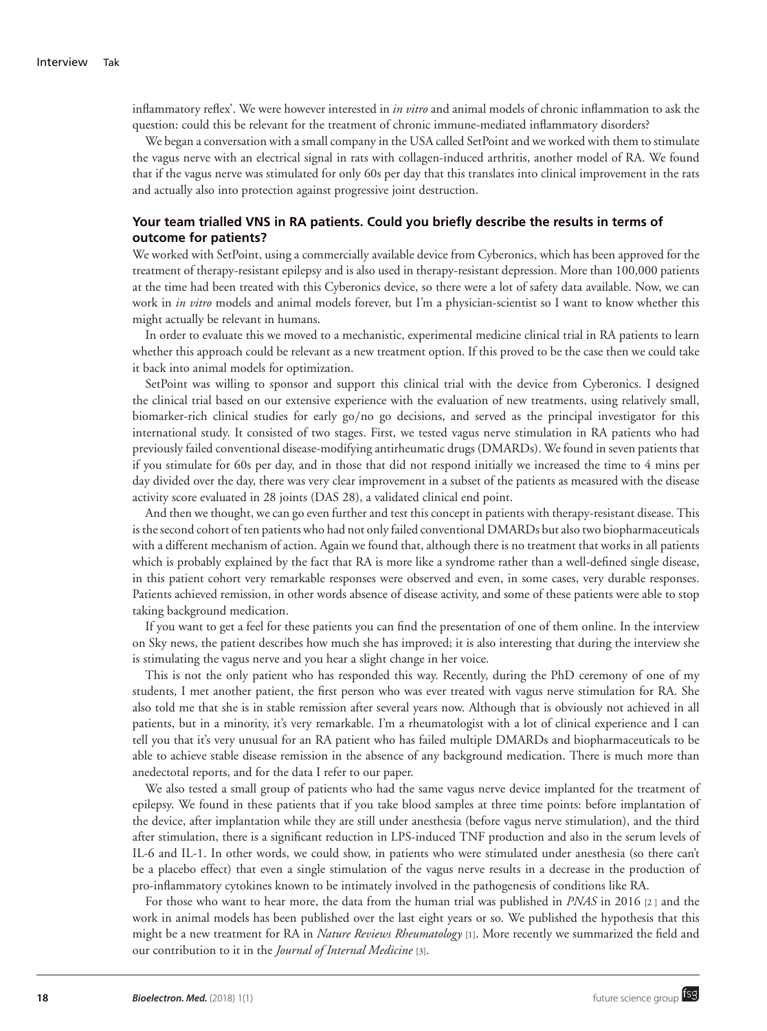inflammatory reflex'. We were however interested in *in vitro* and animal models of chronic inflammation to ask the question: could this be relevant for the treatment of chronic immune-mediated inflammatory disorders?

We began a conversation with a small company in the USA called SetPoint and we worked with them to stimulate the vagus nerve with an electrical signal in rats with collagen-induced arthritis, another model of RA. We found that if the vagus nerve was stimulated for only 60s per day that this translates into clinical improvement in the rats and actually also into protection against progressive joint destruction.

### Your team trialled VNS in RA patients. Could you briefly describe the results in terms of outcome for patients?

We worked with SetPoint, using a commercially available device from Cyberonics, which has been approved for the treatment of therapy-resistant epilepsy and is also used in therapy-resistant depression. More than 100,000 patients at the time had been treated with this Cyberonics device, so there were a lot of safety data available. Now, we can work in *in vitro* models and animal models forever, but I'm a physician-scientist so I want to know whether this might actually be relevant in humans.

In order to evaluate this we moved to a mechanistic, experimental medicine clinical trial in RA patients to learn whether this approach could be relevant as a new treatment option. If this proved to be the case then we could take it back into animal models for optimization.

SetPoint was willing to sponsor and support this clinical trial with the device from Cyberonics. I designed the clinical trial based on our extensive experience with the evaluation of new treatments, using relatively small, biomarker-rich clinical studies for early go/no go decisions, and served as the principal investigator for this international study. It consisted of two stages. First, we tested vagus nerve stimulation in RA patients who had previously failed conventional disease-modifying antirheumatic drugs (DMARDs). We found in seven patients that if you stimulate for 60s per day, and in those that did not respond initially we increased the time to 4 mins per day divided over the day, there was very clear improvement in a subset of the patients as measured with the disease activity score evaluated in 28 joints (DAS 28), a validated clinical end point.

And then we thought, we can go even further and test this concept in patients with therapy-resistant disease. This is the second cohort of ten patients who had not only failed conventional DMARDs but also two biopharmaceuticals with a different mechanism of action. Again we found that, although there is no treatment that works in all patients which is probably explained by the fact that RA is more like a syndrome rather than a well-defined single disease, in this patient cohort very remarkable responses were observed and even, in some cases, very durable responses. Patients achieved remission, in other words absence of disease activity, and some of these patients were able to stop taking background medication.

If you want to get a feel for these patients you can find the presentation of one of them online. In the interview on Sky news, the patient describes how much she has improved; it is also interesting that during the interview she is stimulating the vagus nerve and you hear a slight change in her voice.

This is not the only patient who has responded this way. Recently, during the PhD ceremony of one of my students, I met another patient, the first person who was ever treated with vagus nerve stimulation for RA. She also told me that she is in stable remission after several years now. Although that is obviously not achieved in all patients, but in a minority, it's very remarkable. I'm a rheumatologist with a lot of clinical experience and I can tell you that it's very unusual for an RA patient who has failed multiple DMARDs and biopharmaceuticals to be able to achieve stable disease remission in the absence of any background medication. There is much more than anedectotal reports, and for the data I refer to our paper.

We also tested a small group of patients who had the same vagus nerve device implanted for the treatment of epilepsy. We found in these patients that if you take blood samples at three time points: before implantation of the device, after implantation while they are still under anesthesia (before vagus nerve stimulation), and the third after stimulation, there is a significant reduction in LPS-induced TNF production and also in the serum levels of IL-6 and IL-1. In other words, we could show, in patients who were stimulated under anesthesia (so there can't be a placebo effect) that even a single stimulation of the vagus nerve results in a decrease in the production of pro-inflammatory cytokines known to be intimately involved in the pathogenesis of conditions like RA.

For those who want to hear more, the data from the human trial was published in *PNAS* in 2016 [2] and the work in animal models has been published over the last eight years or so. We published the hypothesis that this might be a new treatment for RA in *Nature Reviews Rheumatology* [1]. More recently we summarized the field and our contribution to it in the *Journal of Internal Medicine* [3].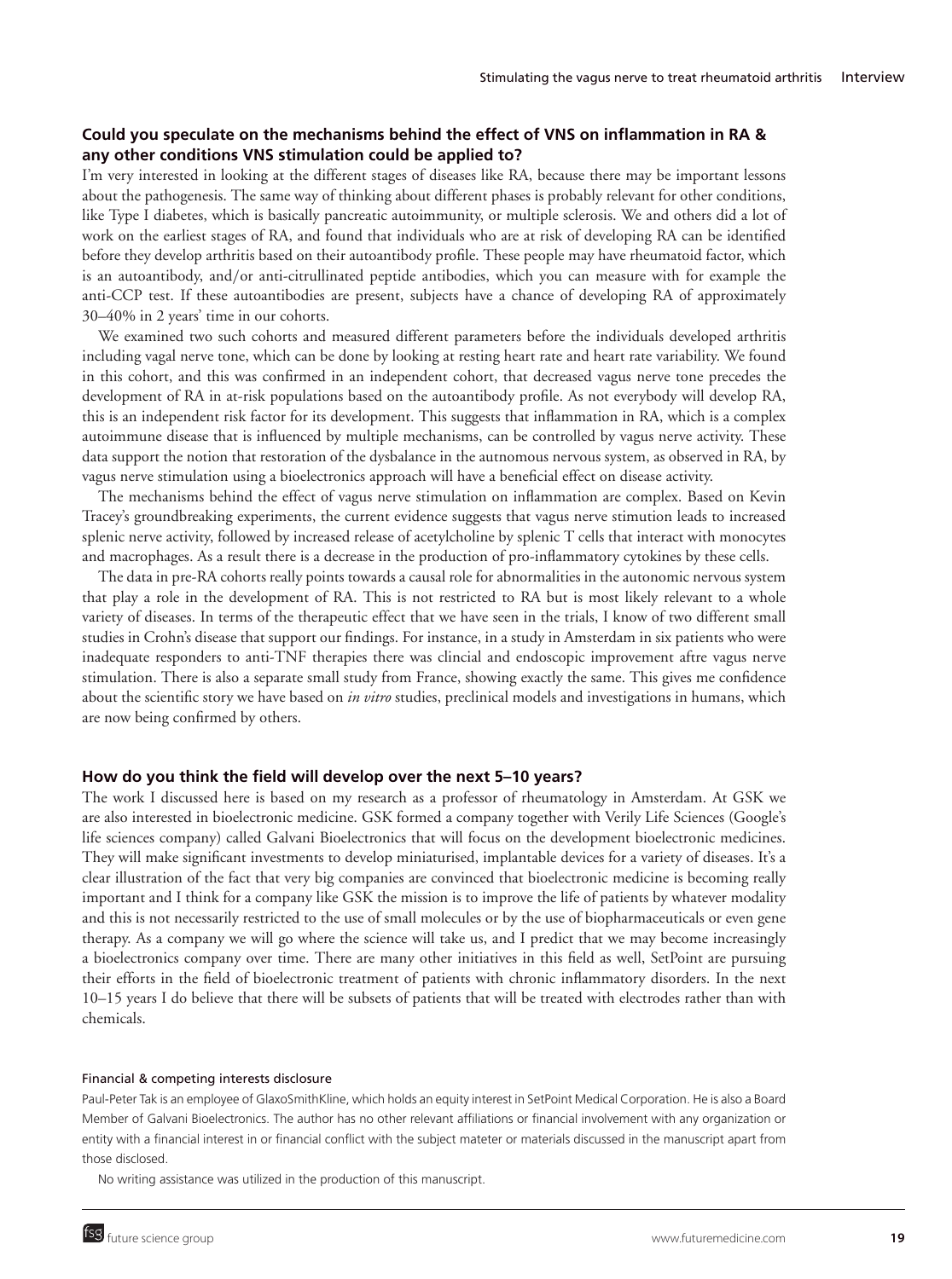### Could you speculate on the mechanisms behind the effect of VNS on inflammation in RA & any other conditions VNS stimulation could be applied to?

I'm very interested in looking at the different stages of diseases like RA, because there may be important lessons about the pathogenesis. The same way of thinking about different phases is probably relevant for other conditions, like Type I diabetes, which is basically pancreatic autoimmunity, or multiple sclerosis. We and others did a lot of work on the earliest stages of RA, and found that individuals who are at risk of developing RA can be identified before they develop arthritis based on their autoantibody profile. These people may have rheumatoid factor, which is an autoantibody, and/or anti-citrullinated peptide antibodies, which you can measure with for example the anti-CCP test. If these autoantibodies are present, subjects have a chance of developing RA of approximately 30–40% in 2 years' time in our cohorts.

We examined two such cohorts and measured different parameters before the individuals developed arthritis including vagal nerve tone, which can be done by looking at resting heart rate and heart rate variability. We found in this cohort, and this was confirmed in an independent cohort, that decreased vagus nerve tone precedes the development of RA in at-risk populations based on the autoantibody profile. As not everybody will develop RA, this is an independent risk factor for its development. This suggests that inflammation in RA, which is a complex autoimmune disease that is influenced by multiple mechanisms, can be controlled by vagus nerve activity. These data support the notion that restoration of the dysbalance in the autnomous nervous system, as observed in RA, by vagus nerve stimulation using a bioelectronics approach will have a beneficial effect on disease activity.

The mechanisms behind the effect of vagus nerve stimulation on inflammation are complex. Based on Kevin Tracey's groundbreaking experiments, the current evidence suggests that vagus nerve stimution leads to increased splenic nerve activity, followed by increased release of acetylcholine by splenic T cells that interact with monocytes and macrophages. As a result there is a decrease in the production of pro-inflammatory cytokines by these cells.

The data in pre-RA cohorts really points towards a causal role for abnormalities in the autonomic nervous system that play a role in the development of RA. This is not restricted to RA but is most likely relevant to a whole variety of diseases. In terms of the therapeutic effect that we have seen in the trials, I know of two different small studies in Crohn's disease that support our findings. For instance, in a study in Amsterdam in six patients who were inadequate responders to anti-TNF therapies there was clincial and endoscopic improvement aftre vagus nerve stimulation. There is also a separate small study from France, showing exactly the same. This gives me confidence about the scientific story we have based on *in vitro* studies, preclinical models and investigations in humans, which are now being confirmed by others.

### How do you think the field will develop over the next 5–10 years?

The work I discussed here is based on my research as a professor of rheumatology in Amsterdam. At GSK we are also interested in bioelectronic medicine. GSK formed a company together with Verily Life Sciences (Google's life sciences company) called Galvani Bioelectronics that will focus on the development bioelectronic medicines. They will make significant investments to develop miniaturised, implantable devices for a variety of diseases. It's a clear illustration of the fact that very big companies are convinced that bioelectronic medicine is becoming really important and I think for a company like GSK the mission is to improve the life of patients by whatever modality and this is not necessarily restricted to the use of small molecules or by the use of biopharmaceuticals or even gene therapy. As a company we will go where the science will take us, and I predict that we may become increasingly a bioelectronics company over time. There are many other initiatives in this field as well, SetPoint are pursuing their efforts in the field of bioelectronic treatment of patients with chronic inflammatory disorders. In the next 10–15 years I do believe that there will be subsets of patients that will be treated with electrodes rather than with chemicals.

#### Financial & competing interests disclosure

Paul-Peter Tak is an employee of GlaxoSmithKline, which holds an equity interest in SetPoint Medical Corporation. He is also a Board Member of Galvani Bioelectronics. The author has no other relevant affiliations or financial involvement with any organization or entity with a financial interest in or financial conflict with the subject mateter or materials discussed in the manuscript apart from those disclosed.

No writing assistance was utilized in the production of this manuscript.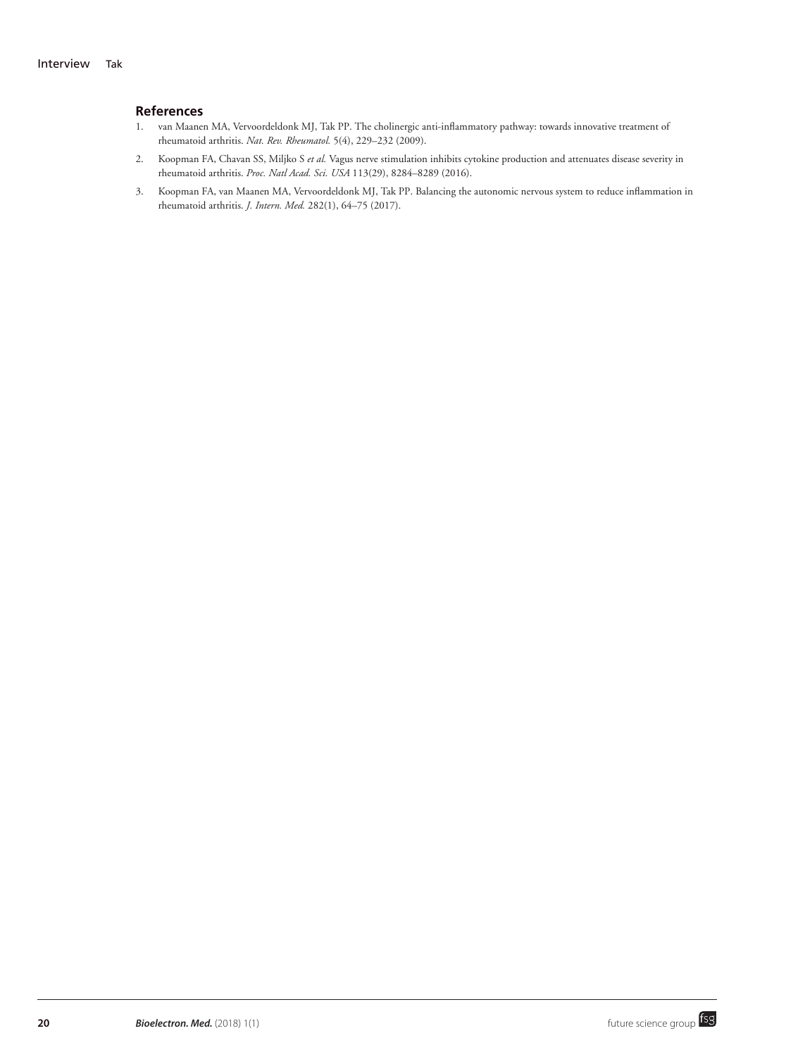## References

1. van Maanen MA, Vervoordeldonk MJ, Tak PP. The cholinergic anti-inflammatory pathway: towards innovative treatment of rheumatoid arthritis. *Nat. Rev. Rheumatol.* 5(4), 229–232 (2009).
2. Koopman FA, Chavan SS, Miljko S *et al.* Vagus nerve stimulation inhibits cytokine production and attenuates disease severity in rheumatoid arthritis. *Proc. Natl Acad. Sci. USA* 113(29), 8284–8289 (2016).
3. Koopman FA, van Maanen MA, Vervoordeldonk MJ, Tak PP. Balancing the autonomic nervous system to reduce inflammation in rheumatoid arthritis. *J. Intern. Med.* 282(1), 64–75 (2017).